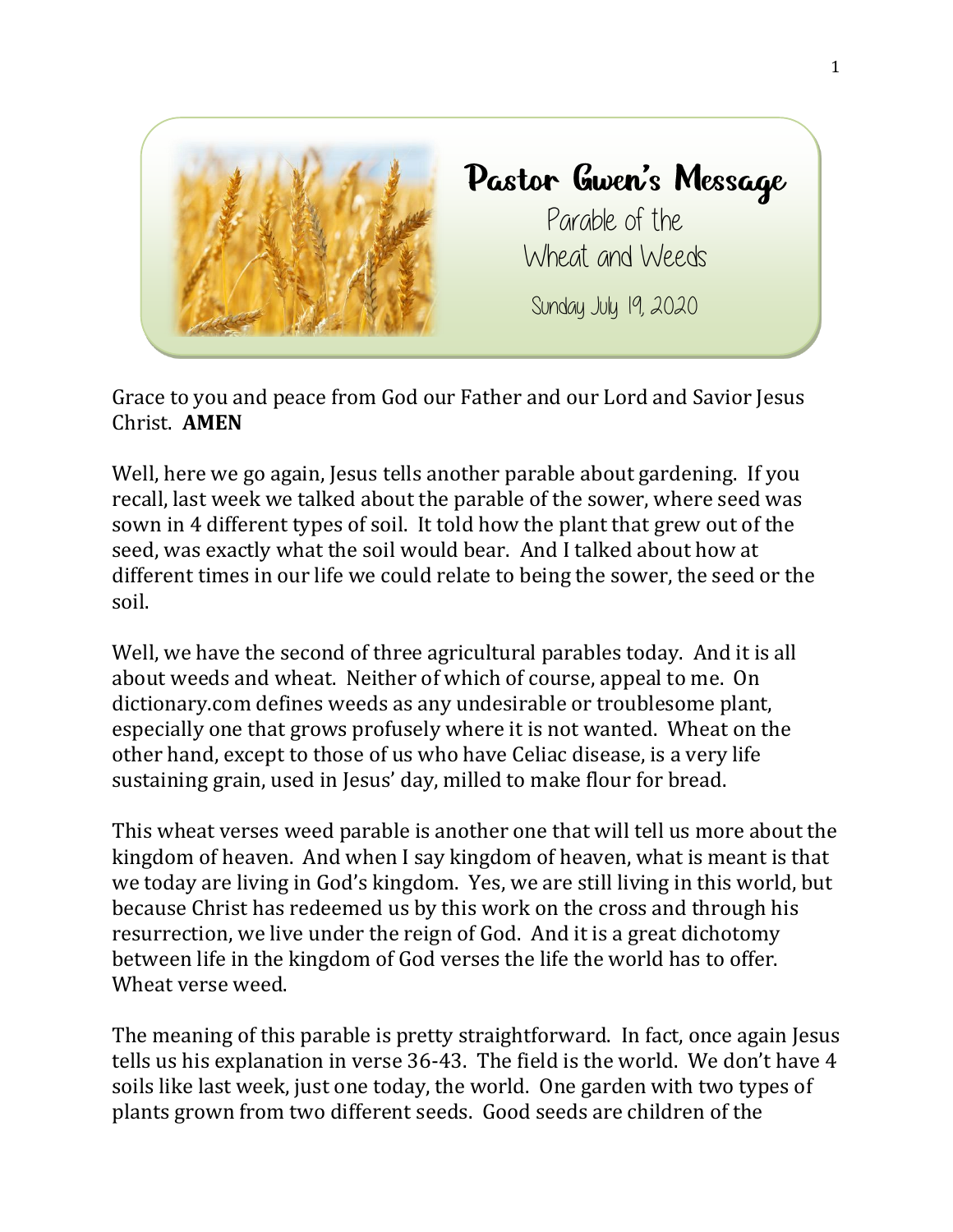# Pastor Gwen's Message

## Parable of the Wheat and Weeds

Sunday July 19, 2020

Grace to you and peace from God our Father and our Lord and Savior Jesus Christ. **AMEN**

Well, here we go again, Jesus tells another parable about gardening. If you recall, last week we talked about the parable of the sower, where seed was sown in 4 different types of soil. It told how the plant that grew out of the seed, was exactly what the soil would bear. And I talked about how at different times in our life we could relate to being the sower, the seed or the soil.

Well, we have the second of three agricultural parables today. And it is all about weeds and wheat. Neither of which of course, appeal to me. On dictionary.com defines weeds as any undesirable or troublesome plant, especially one that grows profusely where it is not wanted. Wheat on the other hand, except to those of us who have Celiac disease, is a very life sustaining grain, used in Jesus' day, milled to make flour for bread.

This wheat verses weed parable is another one that will tell us more about the kingdom of heaven. And when I say kingdom of heaven, what is meant is that we today are living in God's kingdom. Yes, we are still living in this world, but because Christ has redeemed us by this work on the cross and through his resurrection, we live under the reign of God. And it is a great dichotomy between life in the kingdom of God verses the life the world has to offer. Wheat verse weed.

The meaning of this parable is pretty straightforward. In fact, once again Jesus tells us his explanation in verse 36-43. The field is the world. We don't have 4 soils like last week, just one today, the world. One garden with two types of plants grown from two different seeds. Good seeds are children of the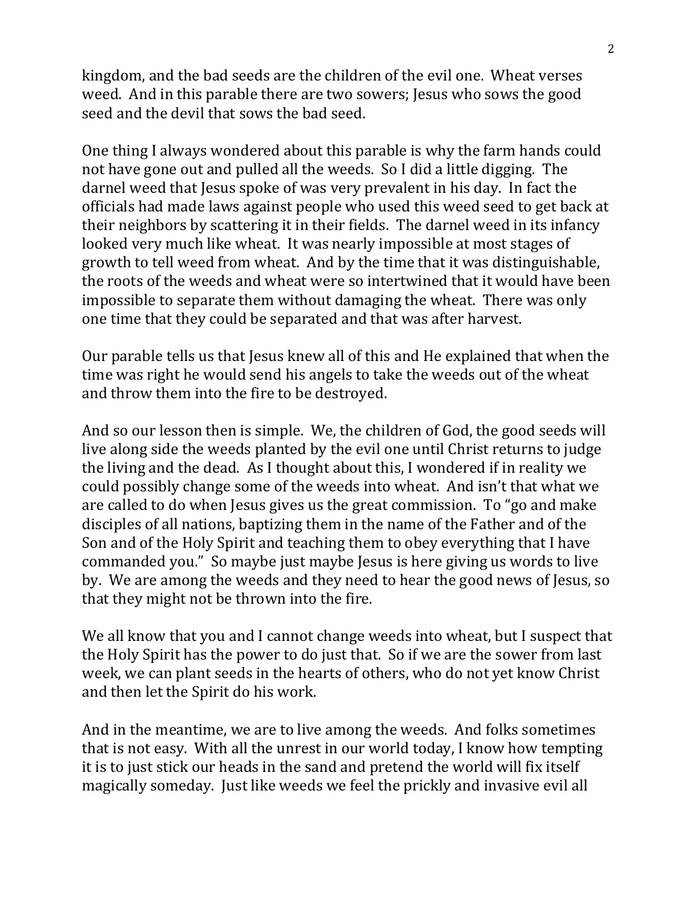kingdom, and the bad seeds are the children of the evil one. Wheat verses weed. And in this parable there are two sowers; Jesus who sows the good seed and the devil that sows the bad seed.

One thing I always wondered about this parable is why the farm hands could not have gone out and pulled all the weeds. So I did a little digging. The darnel weed that Jesus spoke of was very prevalent in his day. In fact the officials had made laws against people who used this weed seed to get back at their neighbors by scattering it in their fields. The darnel weed in its infancy looked very much like wheat. It was nearly impossible at most stages of growth to tell weed from wheat. And by the time that it was distinguishable, the roots of the weeds and wheat were so intertwined that it would have been impossible to separate them without damaging the wheat. There was only one time that they could be separated and that was after harvest.

Our parable tells us that Jesus knew all of this and He explained that when the time was right he would send his angels to take the weeds out of the wheat and throw them into the fire to be destroyed.

And so our lesson then is simple. We, the children of God, the good seeds will live along side the weeds planted by the evil one until Christ returns to judge the living and the dead. As I thought about this, I wondered if in reality we could possibly change some of the weeds into wheat. And isn't that what we are called to do when Jesus gives us the great commission. To "go and make disciples of all nations, baptizing them in the name of the Father and of the Son and of the Holy Spirit and teaching them to obey everything that I have commanded you." So maybe just maybe Jesus is here giving us words to live by. We are among the weeds and they need to hear the good news of Jesus, so that they might not be thrown into the fire.

We all know that you and I cannot change weeds into wheat, but I suspect that the Holy Spirit has the power to do just that. So if we are the sower from last week, we can plant seeds in the hearts of others, who do not yet know Christ and then let the Spirit do his work.

And in the meantime, we are to live among the weeds. And folks sometimes that is not easy. With all the unrest in our world today, I know how tempting it is to just stick our heads in the sand and pretend the world will fix itself magically someday. Just like weeds we feel the prickly and invasive evil all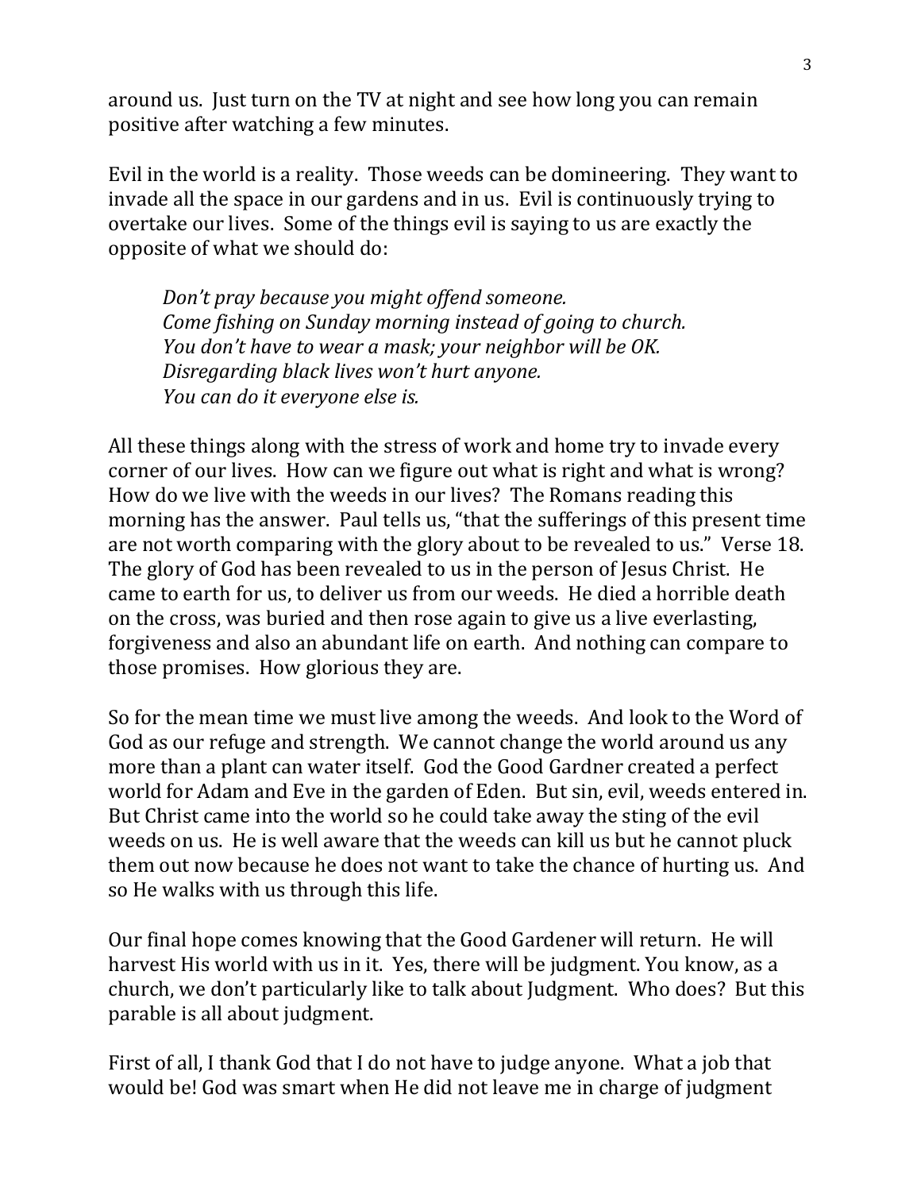around us. Just turn on the TV at night and see how long you can remain positive after watching a few minutes.

Evil in the world is a reality. Those weeds can be domineering. They want to invade all the space in our gardens and in us. Evil is continuously trying to overtake our lives. Some of the things evil is saying to us are exactly the opposite of what we should do:

> *Don't pray because you might offend someone.*
> *Come fishing on Sunday morning instead of going to church.*
> *You don't have to wear a mask; your neighbor will be OK.*
> *Disregarding black lives won't hurt anyone.*
> *You can do it everyone else is.*

All these things along with the stress of work and home try to invade every corner of our lives. How can we figure out what is right and what is wrong? How do we live with the weeds in our lives? The Romans reading this morning has the answer. Paul tells us, "that the sufferings of this present time are not worth comparing with the glory about to be revealed to us." Verse 18. The glory of God has been revealed to us in the person of Jesus Christ. He came to earth for us, to deliver us from our weeds. He died a horrible death on the cross, was buried and then rose again to give us a live everlasting, forgiveness and also an abundant life on earth. And nothing can compare to those promises. How glorious they are.

So for the mean time we must live among the weeds. And look to the Word of God as our refuge and strength. We cannot change the world around us any more than a plant can water itself. God the Good Gardner created a perfect world for Adam and Eve in the garden of Eden. But sin, evil, weeds entered in. But Christ came into the world so he could take away the sting of the evil weeds on us. He is well aware that the weeds can kill us but he cannot pluck them out now because he does not want to take the chance of hurting us. And so He walks with us through this life.

Our final hope comes knowing that the Good Gardener will return. He will harvest His world with us in it. Yes, there will be judgment. You know, as a church, we don't particularly like to talk about Judgment. Who does? But this parable is all about judgment.

First of all, I thank God that I do not have to judge anyone. What a job that would be! God was smart when He did not leave me in charge of judgment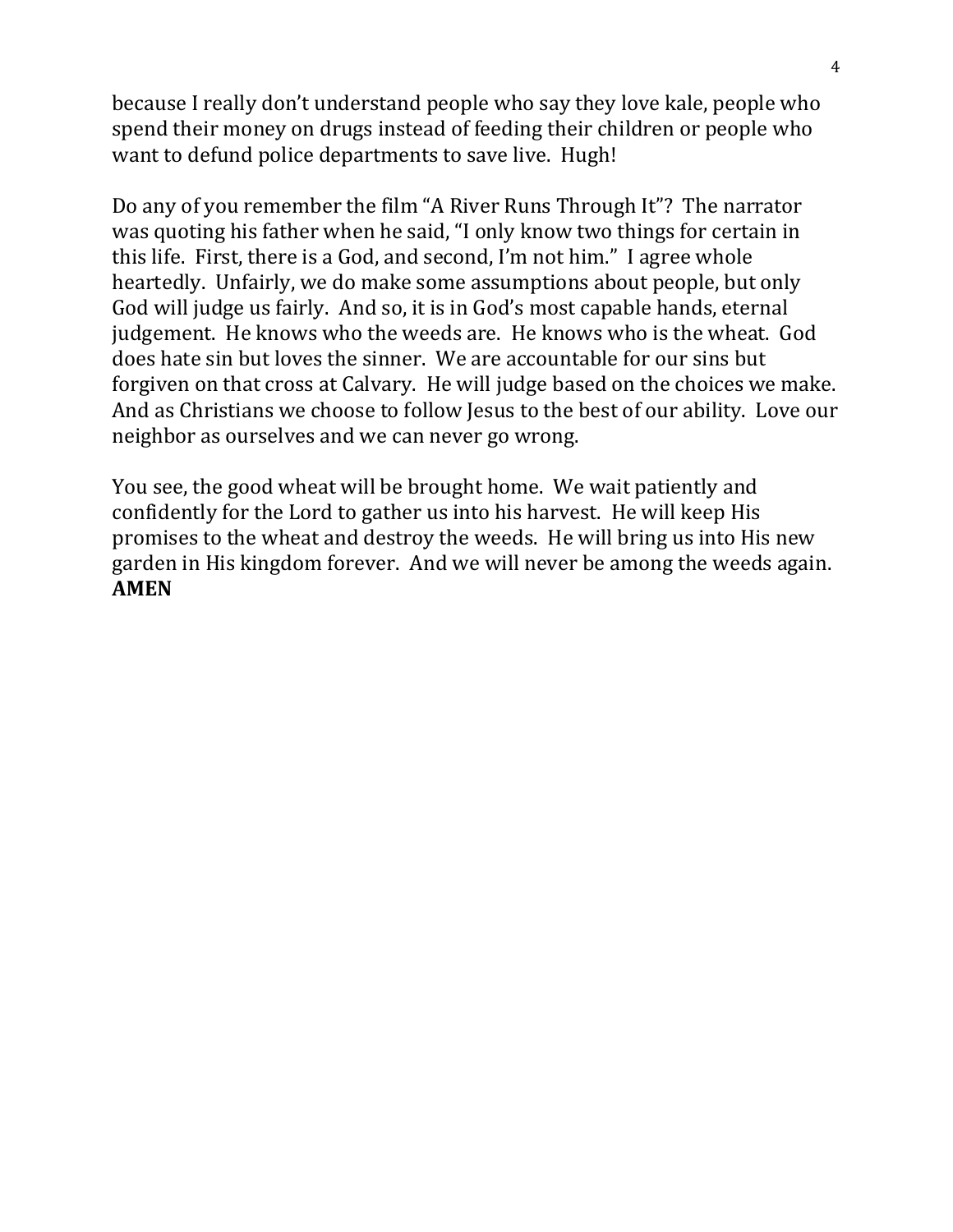because I really don't understand people who say they love kale, people who spend their money on drugs instead of feeding their children or people who want to defund police departments to save live. Hugh!

Do any of you remember the film "A River Runs Through It"? The narrator was quoting his father when he said, "I only know two things for certain in this life. First, there is a God, and second, I'm not him." I agree whole heartedly. Unfairly, we do make some assumptions about people, but only God will judge us fairly. And so, it is in God's most capable hands, eternal judgement. He knows who the weeds are. He knows who is the wheat. God does hate sin but loves the sinner. We are accountable for our sins but forgiven on that cross at Calvary. He will judge based on the choices we make. And as Christians we choose to follow Jesus to the best of our ability. Love our neighbor as ourselves and we can never go wrong.

You see, the good wheat will be brought home. We wait patiently and confidently for the Lord to gather us into his harvest. He will keep His promises to the wheat and destroy the weeds. He will bring us into His new garden in His kingdom forever. And we will never be among the weeds again.
**AMEN**